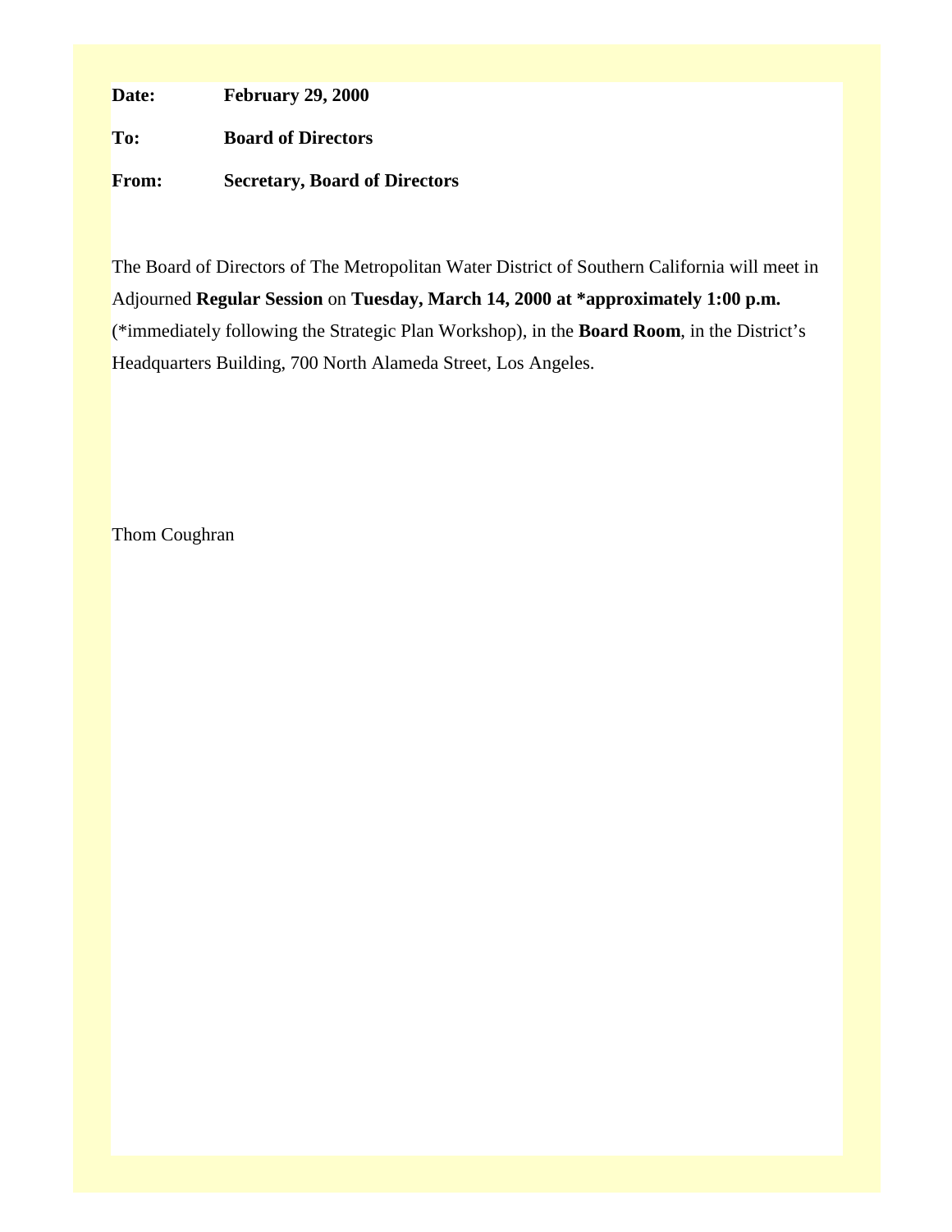**Date:** **February 29, 2000**

**To:** **Board of Directors**

**From:** **Secretary, Board of Directors**

The Board of Directors of The Metropolitan Water District of Southern California will meet in Adjourned **Regular Session** on **Tuesday, March 14, 2000 at *approximately 1:00 p.m.** (*immediately following the Strategic Plan Workshop), in the **Board Room**, in the District's Headquarters Building, 700 North Alameda Street, Los Angeles.

Thom Coughran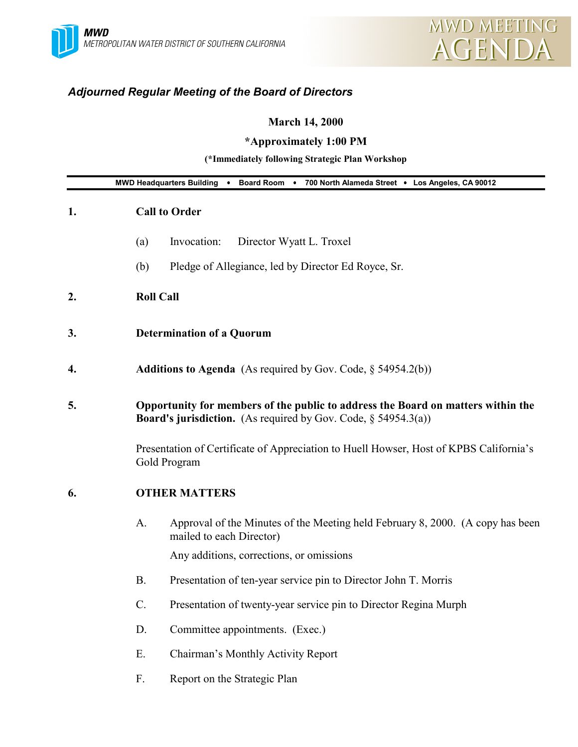MWD
METROPOLITAN WATER DISTRICT OF SOUTHERN CALIFORNIA

MWD MEETING AGENDA

## *Adjourned Regular Meeting of the Board of Directors*

**March 14, 2000**

**\*Approximately 1:00 PM**

**(\*Immediately following Strategic Plan Workshop**

**MWD Headquarters Building • Board Room • 700 North Alameda Street • Los Angeles, CA 90012**

**1. Call to Order**

(a) Invocation: Director Wyatt L. Troxel

(b) Pledge of Allegiance, led by Director Ed Royce, Sr.

**2. Roll Call**

**3. Determination of a Quorum**

**4. Additions to Agenda** (As required by Gov. Code, § 54954.2(b))

**5. Opportunity for members of the public to address the Board on matters within the Board's jurisdiction.** (As required by Gov. Code, § 54954.3(a))

Presentation of Certificate of Appreciation to Huell Howser, Host of KPBS California's Gold Program

**6. OTHER MATTERS**

A. Approval of the Minutes of the Meeting held February 8, 2000. (A copy has been mailed to each Director)

Any additions, corrections, or omissions

B. Presentation of ten-year service pin to Director John T. Morris

C. Presentation of twenty-year service pin to Director Regina Murph

D. Committee appointments. (Exec.)

E. Chairman's Monthly Activity Report

F. Report on the Strategic Plan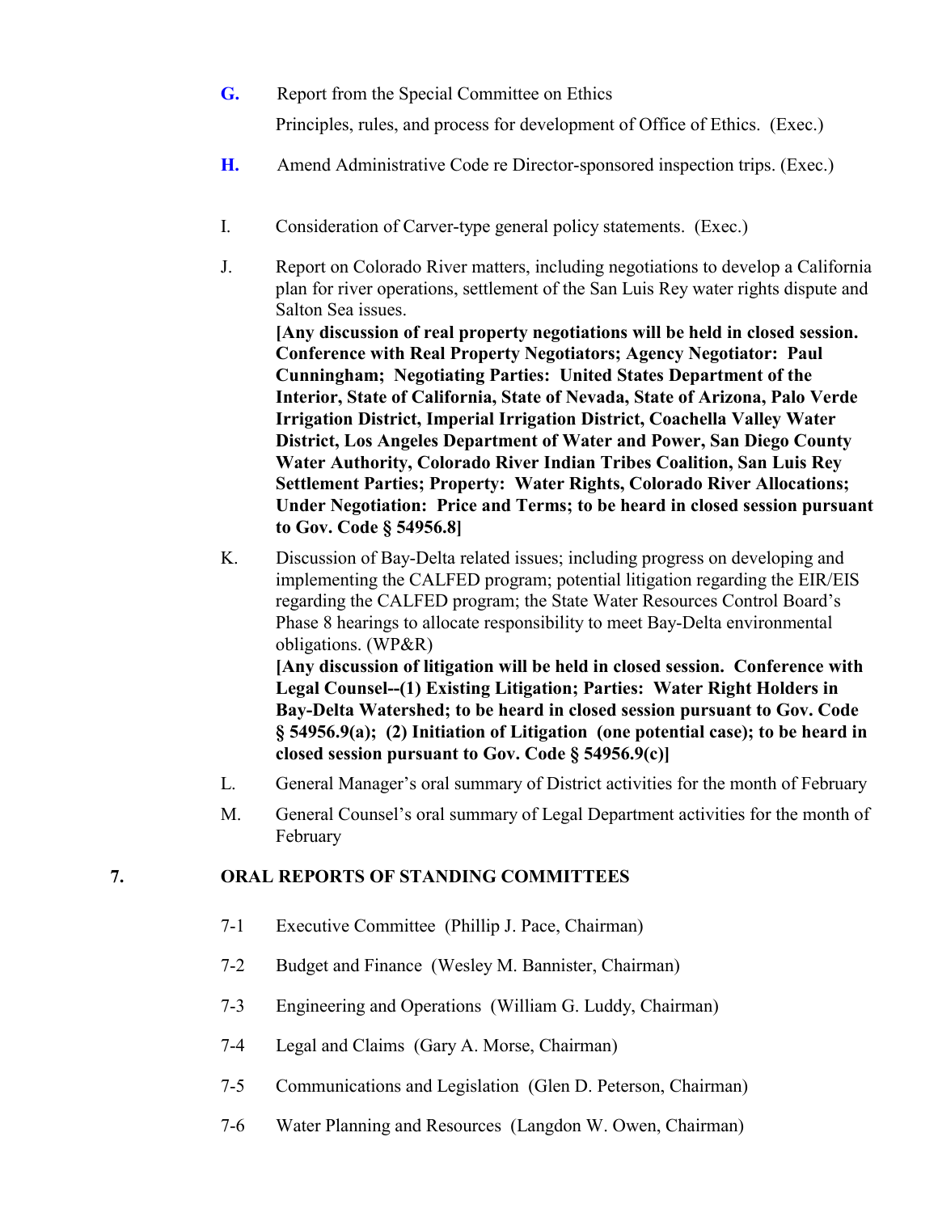**G.** Report from the Special Committee on Ethics

Principles, rules, and process for development of Office of Ethics. (Exec.)

**H.** Amend Administrative Code re Director-sponsored inspection trips. (Exec.)

I. Consideration of Carver-type general policy statements. (Exec.)

J. Report on Colorado River matters, including negotiations to develop a California plan for river operations, settlement of the San Luis Rey water rights dispute and Salton Sea issues.
**[Any discussion of real property negotiations will be held in closed session. Conference with Real Property Negotiators; Agency Negotiator: Paul Cunningham; Negotiating Parties: United States Department of the Interior, State of California, State of Nevada, State of Arizona, Palo Verde Irrigation District, Imperial Irrigation District, Coachella Valley Water District, Los Angeles Department of Water and Power, San Diego County Water Authority, Colorado River Indian Tribes Coalition, San Luis Rey Settlement Parties; Property: Water Rights, Colorado River Allocations; Under Negotiation: Price and Terms; to be heard in closed session pursuant to Gov. Code § 54956.8]**

K. Discussion of Bay-Delta related issues; including progress on developing and implementing the CALFED program; potential litigation regarding the EIR/EIS regarding the CALFED program; the State Water Resources Control Board's Phase 8 hearings to allocate responsibility to meet Bay-Delta environmental obligations. (WP&R)
**[Any discussion of litigation will be held in closed session. Conference with Legal Counsel--(1) Existing Litigation; Parties: Water Right Holders in Bay-Delta Watershed; to be heard in closed session pursuant to Gov. Code § 54956.9(a); (2) Initiation of Litigation (one potential case); to be heard in closed session pursuant to Gov. Code § 54956.9(c)]**

L. General Manager's oral summary of District activities for the month of February

M. General Counsel's oral summary of Legal Department activities for the month of February

## 7. ORAL REPORTS OF STANDING COMMITTEES

7-1 Executive Committee (Phillip J. Pace, Chairman)

7-2 Budget and Finance (Wesley M. Bannister, Chairman)

7-3 Engineering and Operations (William G. Luddy, Chairman)

7-4 Legal and Claims (Gary A. Morse, Chairman)

7-5 Communications and Legislation (Glen D. Peterson, Chairman)

7-6 Water Planning and Resources (Langdon W. Owen, Chairman)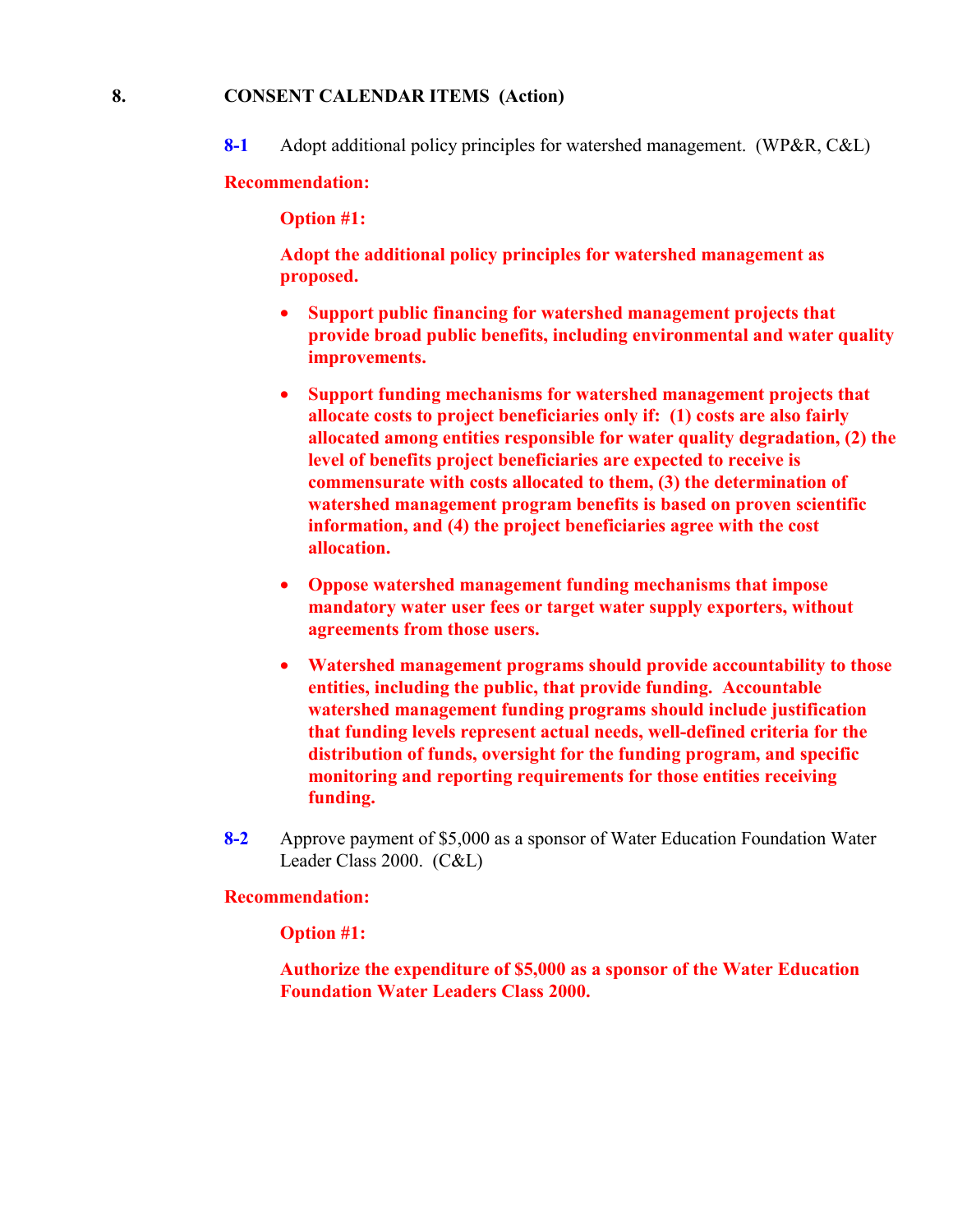## 8. CONSENT CALENDAR ITEMS (Action)

**8-1** Adopt additional policy principles for watershed management. (WP&R, C&L)

**Recommendation:**

**Option #1:**

**Adopt the additional policy principles for watershed management as proposed.**

- **Support public financing for watershed management projects that provide broad public benefits, including environmental and water quality improvements.**
- **Support funding mechanisms for watershed management projects that allocate costs to project beneficiaries only if: (1) costs are also fairly allocated among entities responsible for water quality degradation, (2) the level of benefits project beneficiaries are expected to receive is commensurate with costs allocated to them, (3) the determination of watershed management program benefits is based on proven scientific information, and (4) the project beneficiaries agree with the cost allocation.**
- **Oppose watershed management funding mechanisms that impose mandatory water user fees or target water supply exporters, without agreements from those users.**
- **Watershed management programs should provide accountability to those entities, including the public, that provide funding. Accountable watershed management funding programs should include justification that funding levels represent actual needs, well-defined criteria for the distribution of funds, oversight for the funding program, and specific monitoring and reporting requirements for those entities receiving funding.**

**8-2** Approve payment of $5,000 as a sponsor of Water Education Foundation Water Leader Class 2000. (C&L)

**Recommendation:**

**Option #1:**

**Authorize the expenditure of $5,000 as a sponsor of the Water Education Foundation Water Leaders Class 2000.**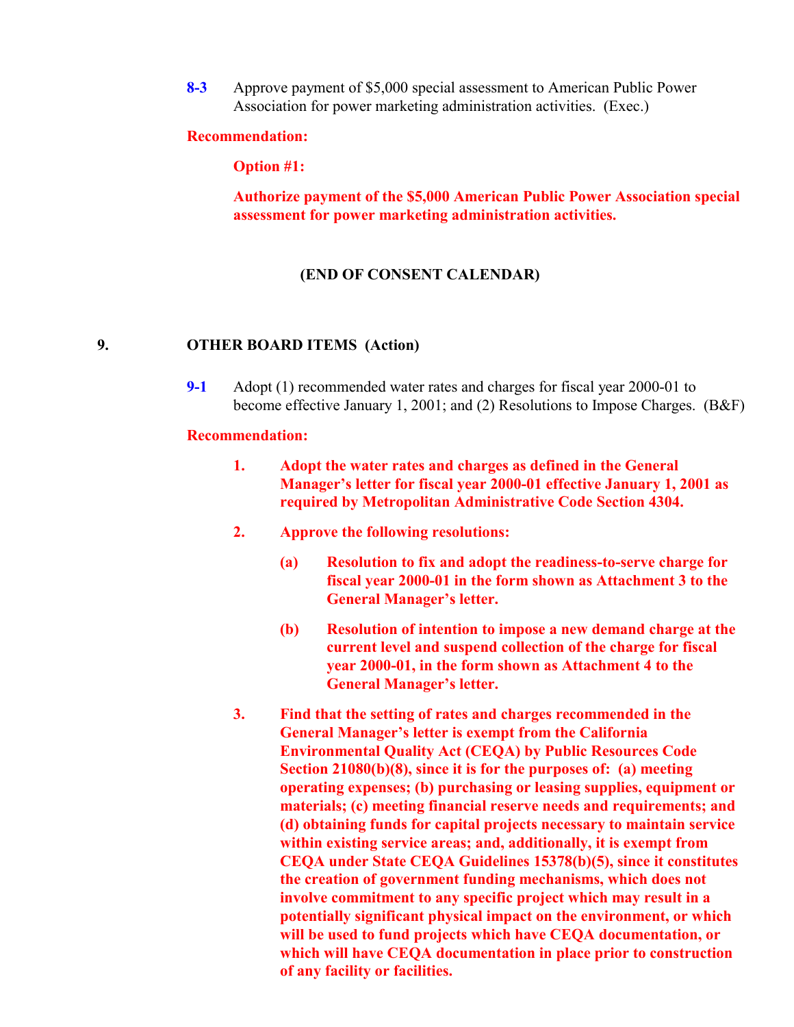**8-3** Approve payment of $5,000 special assessment to American Public Power Association for power marketing administration activities. (Exec.)

**Recommendation:**

**Option #1:**

**Authorize payment of the $5,000 American Public Power Association special assessment for power marketing administration activities.**

**(END OF CONSENT CALENDAR)**

## 9. OTHER BOARD ITEMS (Action)

**9-1** Adopt (1) recommended water rates and charges for fiscal year 2000-01 to become effective January 1, 2001; and (2) Resolutions to Impose Charges. (B&F)

**Recommendation:**

1. **Adopt the water rates and charges as defined in the General Manager's letter for fiscal year 2000-01 effective January 1, 2001 as required by Metropolitan Administrative Code Section 4304.**

2. **Approve the following resolutions:**

   (a) **Resolution to fix and adopt the readiness-to-serve charge for fiscal year 2000-01 in the form shown as Attachment 3 to the General Manager's letter.**

   (b) **Resolution of intention to impose a new demand charge at the current level and suspend collection of the charge for fiscal year 2000-01, in the form shown as Attachment 4 to the General Manager's letter.**

3. **Find that the setting of rates and charges recommended in the General Manager's letter is exempt from the California Environmental Quality Act (CEQA) by Public Resources Code Section 21080(b)(8), since it is for the purposes of: (a) meeting operating expenses; (b) purchasing or leasing supplies, equipment or materials; (c) meeting financial reserve needs and requirements; and (d) obtaining funds for capital projects necessary to maintain service within existing service areas; and, additionally, it is exempt from CEQA under State CEQA Guidelines 15378(b)(5), since it constitutes the creation of government funding mechanisms, which does not involve commitment to any specific project which may result in a potentially significant physical impact on the environment, or which will be used to fund projects which have CEQA documentation, or which will have CEQA documentation in place prior to construction of any facility or facilities.**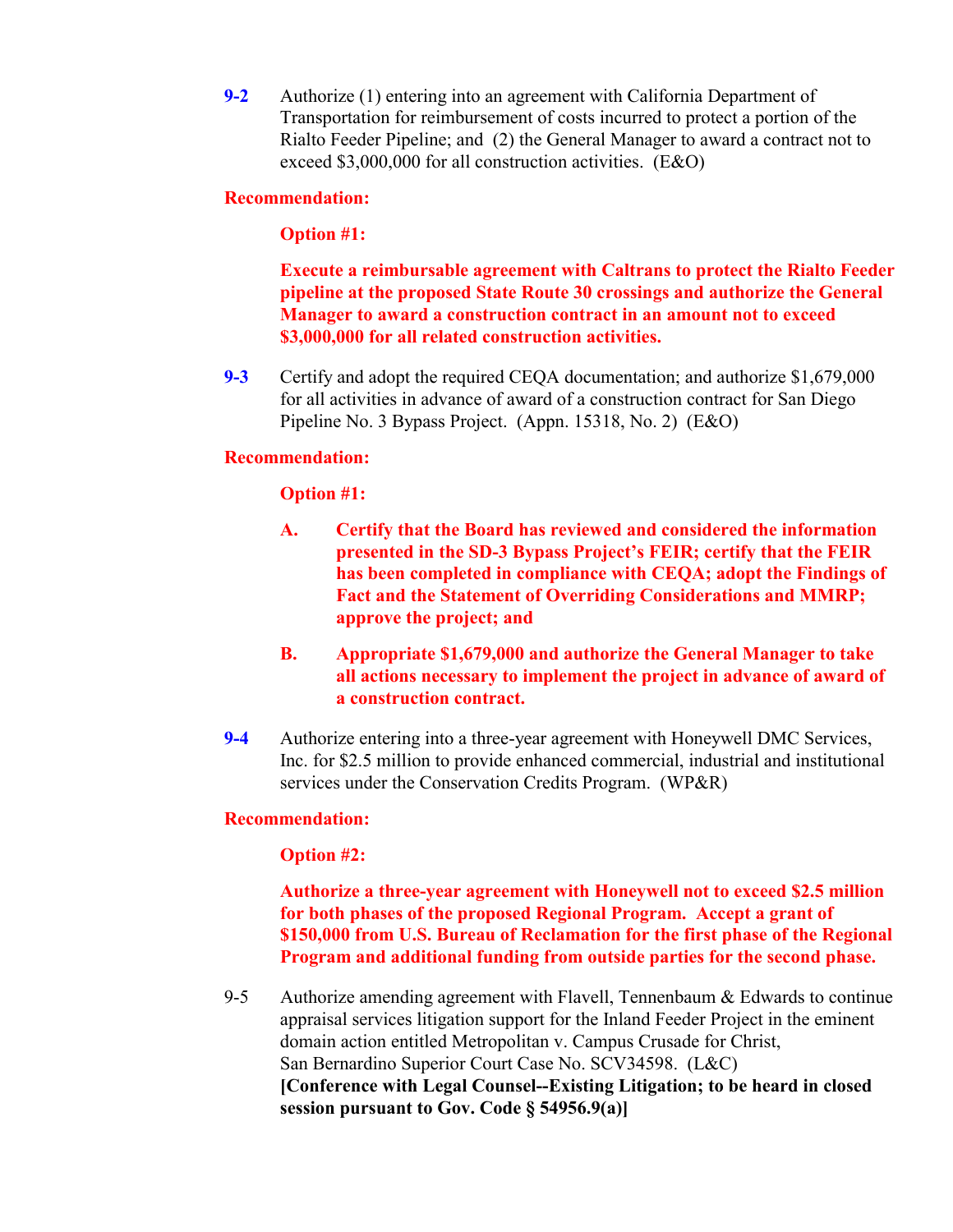**9-2** Authorize (1) entering into an agreement with California Department of Transportation for reimbursement of costs incurred to protect a portion of the Rialto Feeder Pipeline; and (2) the General Manager to award a contract not to exceed $3,000,000 for all construction activities. (E&O)

**Recommendation:**

**Option #1:**

**Execute a reimbursable agreement with Caltrans to protect the Rialto Feeder pipeline at the proposed State Route 30 crossings and authorize the General Manager to award a construction contract in an amount not to exceed $3,000,000 for all related construction activities.**

**9-3** Certify and adopt the required CEQA documentation; and authorize $1,679,000 for all activities in advance of award of a construction contract for San Diego Pipeline No. 3 Bypass Project. (Appn. 15318, No. 2) (E&O)

**Recommendation:**

**Option #1:**

**A. Certify that the Board has reviewed and considered the information presented in the SD-3 Bypass Project's FEIR; certify that the FEIR has been completed in compliance with CEQA; adopt the Findings of Fact and the Statement of Overriding Considerations and MMRP; approve the project; and**

**B. Appropriate $1,679,000 and authorize the General Manager to take all actions necessary to implement the project in advance of award of a construction contract.**

**9-4** Authorize entering into a three-year agreement with Honeywell DMC Services, Inc. for $2.5 million to provide enhanced commercial, industrial and institutional services under the Conservation Credits Program. (WP&R)

**Recommendation:**

**Option #2:**

**Authorize a three-year agreement with Honeywell not to exceed $2.5 million for both phases of the proposed Regional Program. Accept a grant of $150,000 from U.S. Bureau of Reclamation for the first phase of the Regional Program and additional funding from outside parties for the second phase.**

9-5 Authorize amending agreement with Flavell, Tennenbaum & Edwards to continue appraisal services litigation support for the Inland Feeder Project in the eminent domain action entitled Metropolitan v. Campus Crusade for Christ, San Bernardino Superior Court Case No. SCV34598. (L&C)
**[Conference with Legal Counsel--Existing Litigation; to be heard in closed session pursuant to Gov. Code § 54956.9(a)]**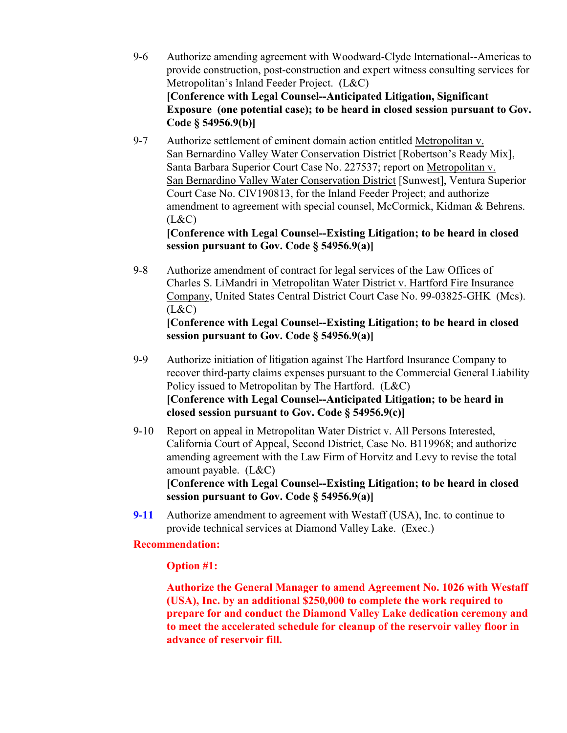9-6 Authorize amending agreement with Woodward-Clyde International--Americas to provide construction, post-construction and expert witness consulting services for Metropolitan's Inland Feeder Project. (L&C)
**[Conference with Legal Counsel--Anticipated Litigation, Significant Exposure (one potential case); to be heard in closed session pursuant to Gov. Code § 54956.9(b)]**

9-7 Authorize settlement of eminent domain action entitled Metropolitan v. San Bernardino Valley Water Conservation District [Robertson's Ready Mix], Santa Barbara Superior Court Case No. 227537; report on Metropolitan v. San Bernardino Valley Water Conservation District [Sunwest], Ventura Superior Court Case No. CIV190813, for the Inland Feeder Project; and authorize amendment to agreement with special counsel, McCormick, Kidman & Behrens. (L&C)
**[Conference with Legal Counsel--Existing Litigation; to be heard in closed session pursuant to Gov. Code § 54956.9(a)]**

9-8 Authorize amendment of contract for legal services of the Law Offices of Charles S. LiMandri in Metropolitan Water District v. Hartford Fire Insurance Company, United States Central District Court Case No. 99-03825-GHK (Mcs). (L&C)
**[Conference with Legal Counsel--Existing Litigation; to be heard in closed session pursuant to Gov. Code § 54956.9(a)]**

9-9 Authorize initiation of litigation against The Hartford Insurance Company to recover third-party claims expenses pursuant to the Commercial General Liability Policy issued to Metropolitan by The Hartford. (L&C)
**[Conference with Legal Counsel--Anticipated Litigation; to be heard in closed session pursuant to Gov. Code § 54956.9(c)]**

9-10 Report on appeal in Metropolitan Water District v. All Persons Interested, California Court of Appeal, Second District, Case No. B119968; and authorize amending agreement with the Law Firm of Horvitz and Levy to revise the total amount payable. (L&C)
**[Conference with Legal Counsel--Existing Litigation; to be heard in closed session pursuant to Gov. Code § 54956.9(a)]**

**9-11** Authorize amendment to agreement with Westaff (USA), Inc. to continue to provide technical services at Diamond Valley Lake. (Exec.)

**Recommendation:**

**Option #1:**

**Authorize the General Manager to amend Agreement No. 1026 with Westaff (USA), Inc. by an additional $250,000 to complete the work required to prepare for and conduct the Diamond Valley Lake dedication ceremony and to meet the accelerated schedule for cleanup of the reservoir valley floor in advance of reservoir fill.**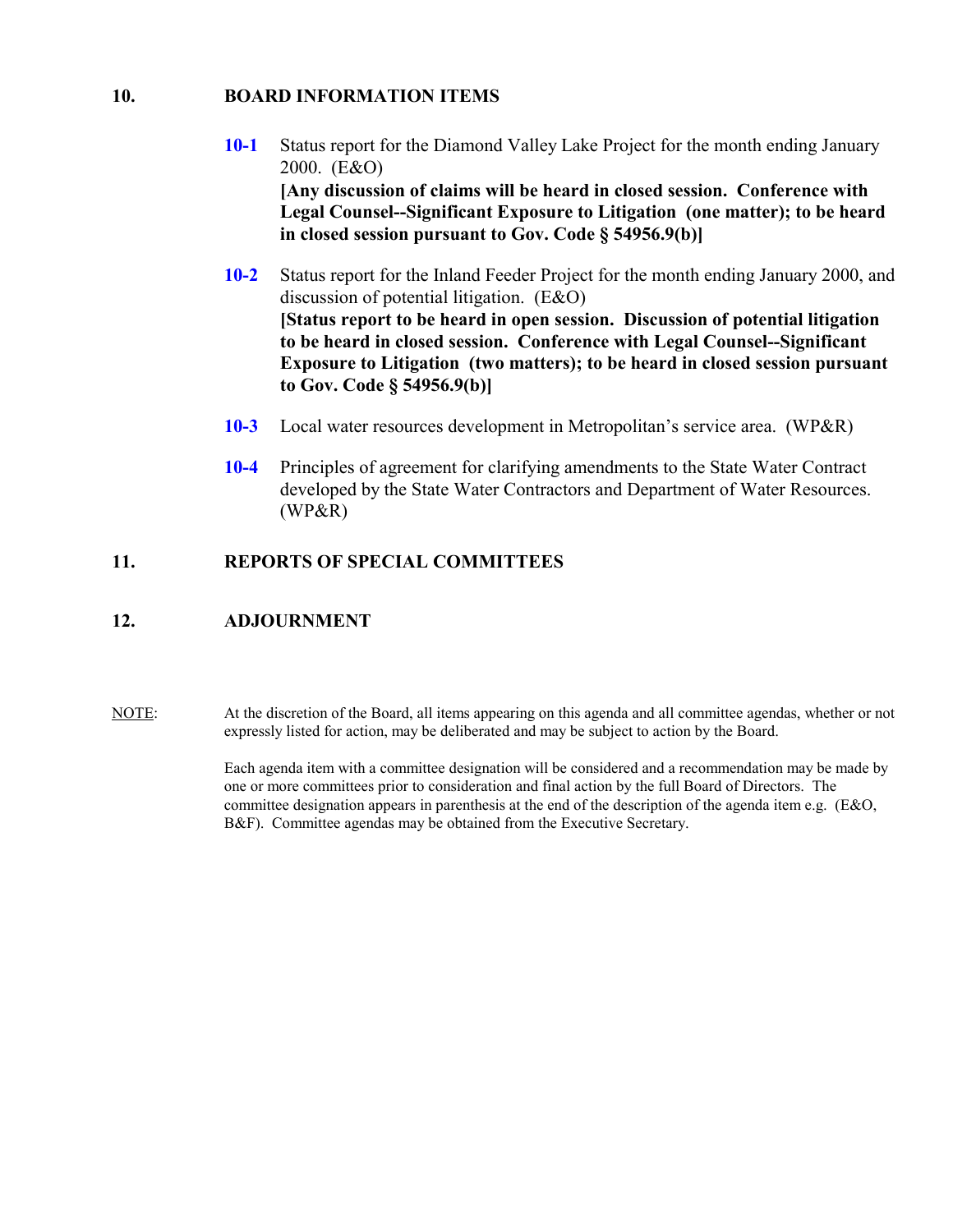## 10. BOARD INFORMATION ITEMS

**10-1** Status report for the Diamond Valley Lake Project for the month ending January 2000. (E&O)
**[Any discussion of claims will be heard in closed session. Conference with Legal Counsel--Significant Exposure to Litigation (one matter); to be heard in closed session pursuant to Gov. Code § 54956.9(b)]**

**10-2** Status report for the Inland Feeder Project for the month ending January 2000, and discussion of potential litigation. (E&O)
**[Status report to be heard in open session. Discussion of potential litigation to be heard in closed session. Conference with Legal Counsel--Significant Exposure to Litigation (two matters); to be heard in closed session pursuant to Gov. Code § 54956.9(b)]**

**10-3** Local water resources development in Metropolitan's service area. (WP&R)

**10-4** Principles of agreement for clarifying amendments to the State Water Contract developed by the State Water Contractors and Department of Water Resources. (WP&R)

## 11. REPORTS OF SPECIAL COMMITTEES

## 12. ADJOURNMENT

NOTE: At the discretion of the Board, all items appearing on this agenda and all committee agendas, whether or not expressly listed for action, may be deliberated and may be subject to action by the Board.

Each agenda item with a committee designation will be considered and a recommendation may be made by one or more committees prior to consideration and final action by the full Board of Directors. The committee designation appears in parenthesis at the end of the description of the agenda item e.g. (E&O, B&F). Committee agendas may be obtained from the Executive Secretary.